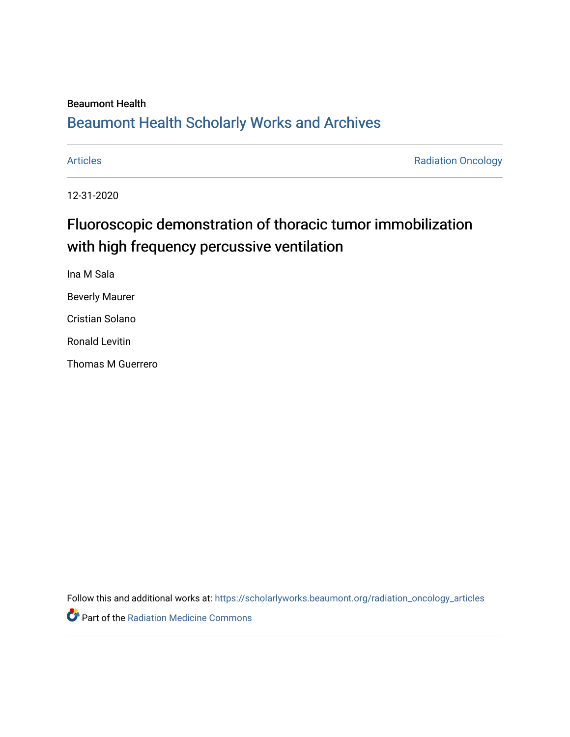Beaumont Health

## Beaumont Health Scholarly Works and Archives

Articles

Radiation Oncology

12-31-2020

# Fluoroscopic demonstration of thoracic tumor immobilization with high frequency percussive ventilation

Ina M Sala

Beverly Maurer

Cristian Solano

Ronald Levitin

Thomas M Guerrero

Follow this and additional works at: https://scholarlyworks.beaumont.org/radiation_oncology_articles

Part of the Radiation Medicine Commons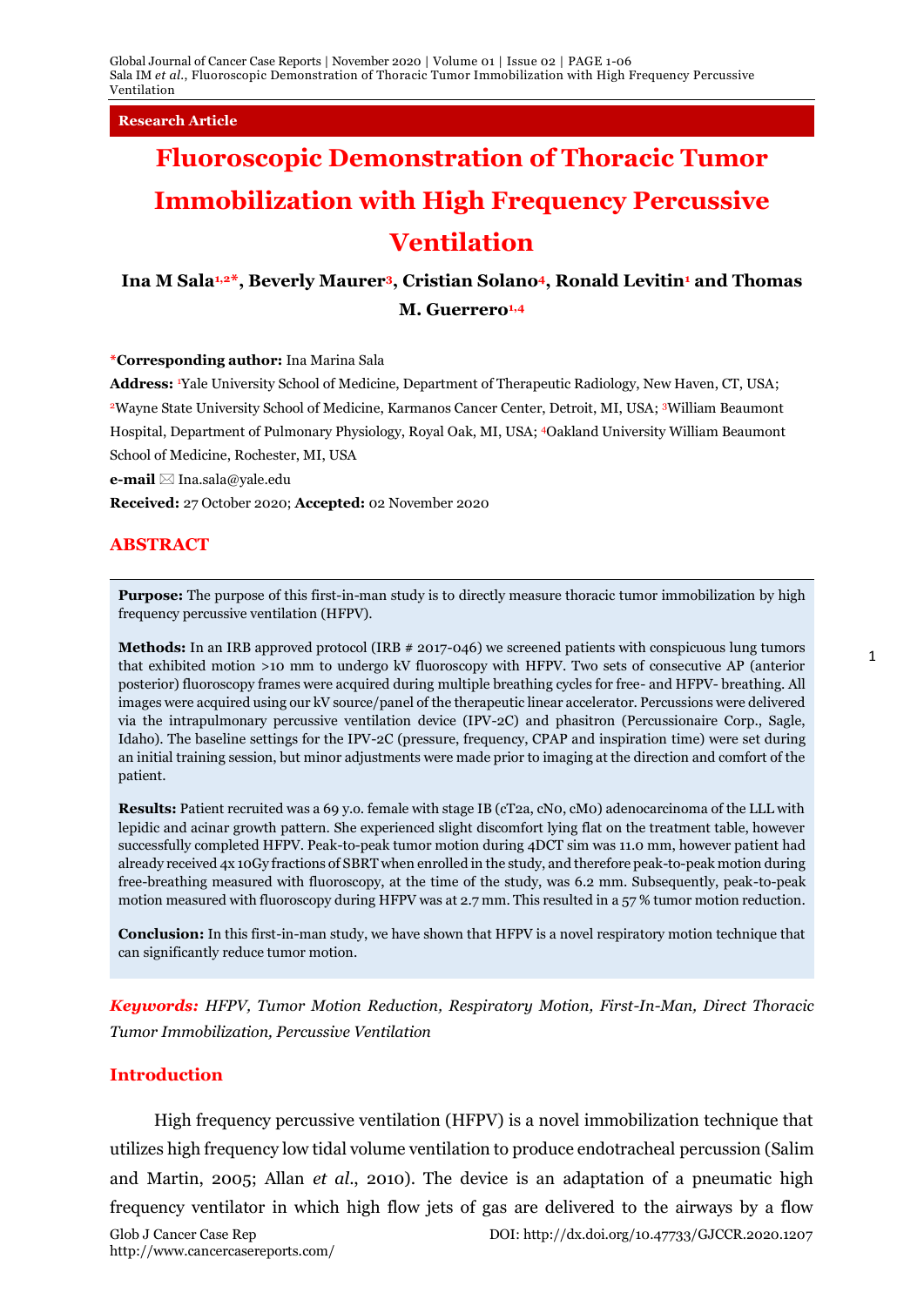# Fluoroscopic Demonstration of Thoracic Tumor Immobilization with High Frequency Percussive Ventilation

**Ina M Sala[1,2*], Beverly Maurer[3], Cristian Solano[4], Ronald Levitin[1] and Thomas M. Guerrero[1,4]**

***Corresponding author:** Ina Marina Sala

**Address:** [1]Yale University School of Medicine, Department of Therapeutic Radiology, New Haven, CT, USA; [2]Wayne State University School of Medicine, Karmanos Cancer Center, Detroit, MI, USA; [3]William Beaumont Hospital, Department of Pulmonary Physiology, Royal Oak, MI, USA; [4]Oakland University William Beaumont School of Medicine, Rochester, MI, USA

**e-mail** ✉ Ina.sala@yale.edu

**Received:** 27 October 2020; **Accepted:** 02 November 2020

## ABSTRACT

**Purpose:** The purpose of this first-in-man study is to directly measure thoracic tumor immobilization by high frequency percussive ventilation (HFPV).

**Methods:** In an IRB approved protocol (IRB # 2017-046) we screened patients with conspicuous lung tumors that exhibited motion >10 mm to undergo kV fluoroscopy with HFPV. Two sets of consecutive AP (anterior posterior) fluoroscopy frames were acquired during multiple breathing cycles for free- and HFPV- breathing. All images were acquired using our kV source/panel of the therapeutic linear accelerator. Percussions were delivered via the intrapulmonary percussive ventilation device (IPV-2C) and phasitron (Percussionaire Corp., Sagle, Idaho). The baseline settings for the IPV-2C (pressure, frequency, CPAP and inspiration time) were set during an initial training session, but minor adjustments were made prior to imaging at the direction and comfort of the patient.

**Results:** Patient recruited was a 69 y.o. female with stage IB (cT2a, cN0, cM0) adenocarcinoma of the LLL with lepidic and acinar growth pattern. She experienced slight discomfort lying flat on the treatment table, however successfully completed HFPV. Peak-to-peak tumor motion during 4DCT sim was 11.0 mm, however patient had already received 4x 10Gy fractions of SBRT when enrolled in the study, and therefore peak-to-peak motion during free-breathing measured with fluoroscopy, at the time of the study, was 6.2 mm. Subsequently, peak-to-peak motion measured with fluoroscopy during HFPV was at 2.7 mm. This resulted in a 57 % tumor motion reduction.

**Conclusion:** In this first-in-man study, we have shown that HFPV is a novel respiratory motion technique that can significantly reduce tumor motion.

***Keywords:*** *HFPV, Tumor Motion Reduction, Respiratory Motion, First-In-Man, Direct Thoracic Tumor Immobilization, Percussive Ventilation*

## Introduction

High frequency percussive ventilation (HFPV) is a novel immobilization technique that utilizes high frequency low tidal volume ventilation to produce endotracheal percussion (Salim and Martin, 2005; Allan *et al*., 2010). The device is an adaptation of a pneumatic high frequency ventilator in which high flow jets of gas are delivered to the airways by a flow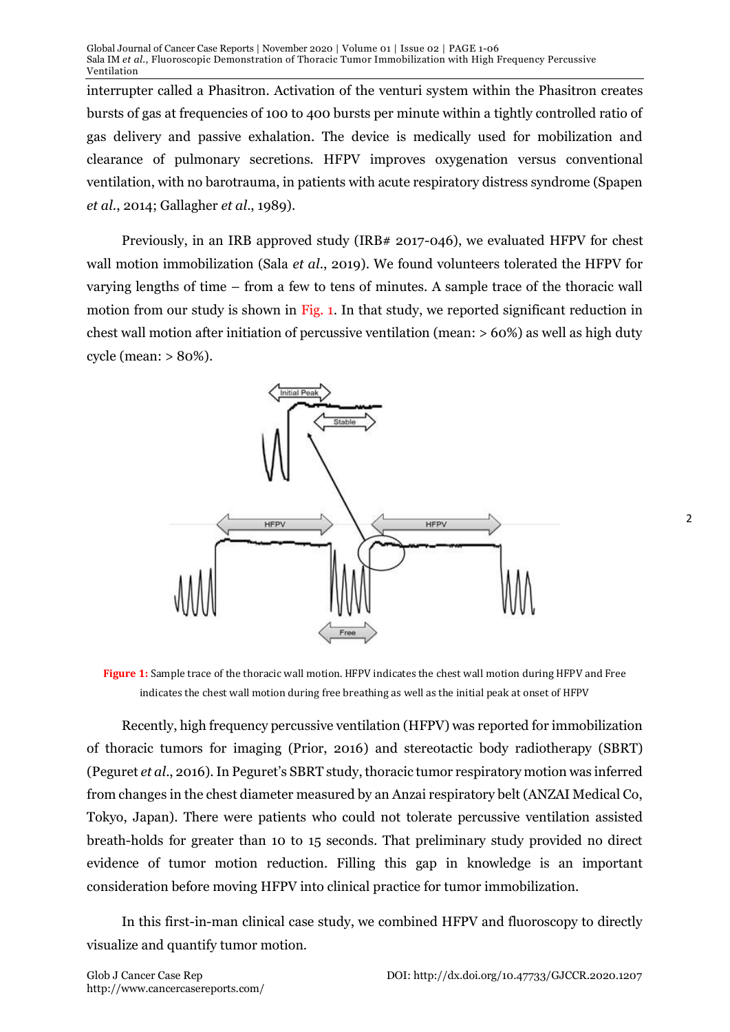interrupter called a Phasitron. Activation of the venturi system within the Phasitron creates bursts of gas at frequencies of 100 to 400 bursts per minute within a tightly controlled ratio of gas delivery and passive exhalation. The device is medically used for mobilization and clearance of pulmonary secretions. HFPV improves oxygenation versus conventional ventilation, with no barotrauma, in patients with acute respiratory distress syndrome (Spapen *et al.*, 2014; Gallagher *et al.*, 1989).

Previously, in an IRB approved study (IRB# 2017-046), we evaluated HFPV for chest wall motion immobilization (Sala *et al.*, 2019). We found volunteers tolerated the HFPV for varying lengths of time – from a few to tens of minutes. A sample trace of the thoracic wall motion from our study is shown in Fig. 1. In that study, we reported significant reduction in chest wall motion after initiation of percussive ventilation (mean: > 60%) as well as high duty cycle (mean: > 80%).

**Figure 1:** Sample trace of the thoracic wall motion. HFPV indicates the chest wall motion during HFPV and Free indicates the chest wall motion during free breathing as well as the initial peak at onset of HFPV

Recently, high frequency percussive ventilation (HFPV) was reported for immobilization of thoracic tumors for imaging (Prior, 2016) and stereotactic body radiotherapy (SBRT) (Peguret *et al.*, 2016). In Peguret's SBRT study, thoracic tumor respiratory motion was inferred from changes in the chest diameter measured by an Anzai respiratory belt (ANZAI Medical Co, Tokyo, Japan). There were patients who could not tolerate percussive ventilation assisted breath-holds for greater than 10 to 15 seconds. That preliminary study provided no direct evidence of tumor motion reduction. Filling this gap in knowledge is an important consideration before moving HFPV into clinical practice for tumor immobilization.

In this first-in-man clinical case study, we combined HFPV and fluoroscopy to directly visualize and quantify tumor motion.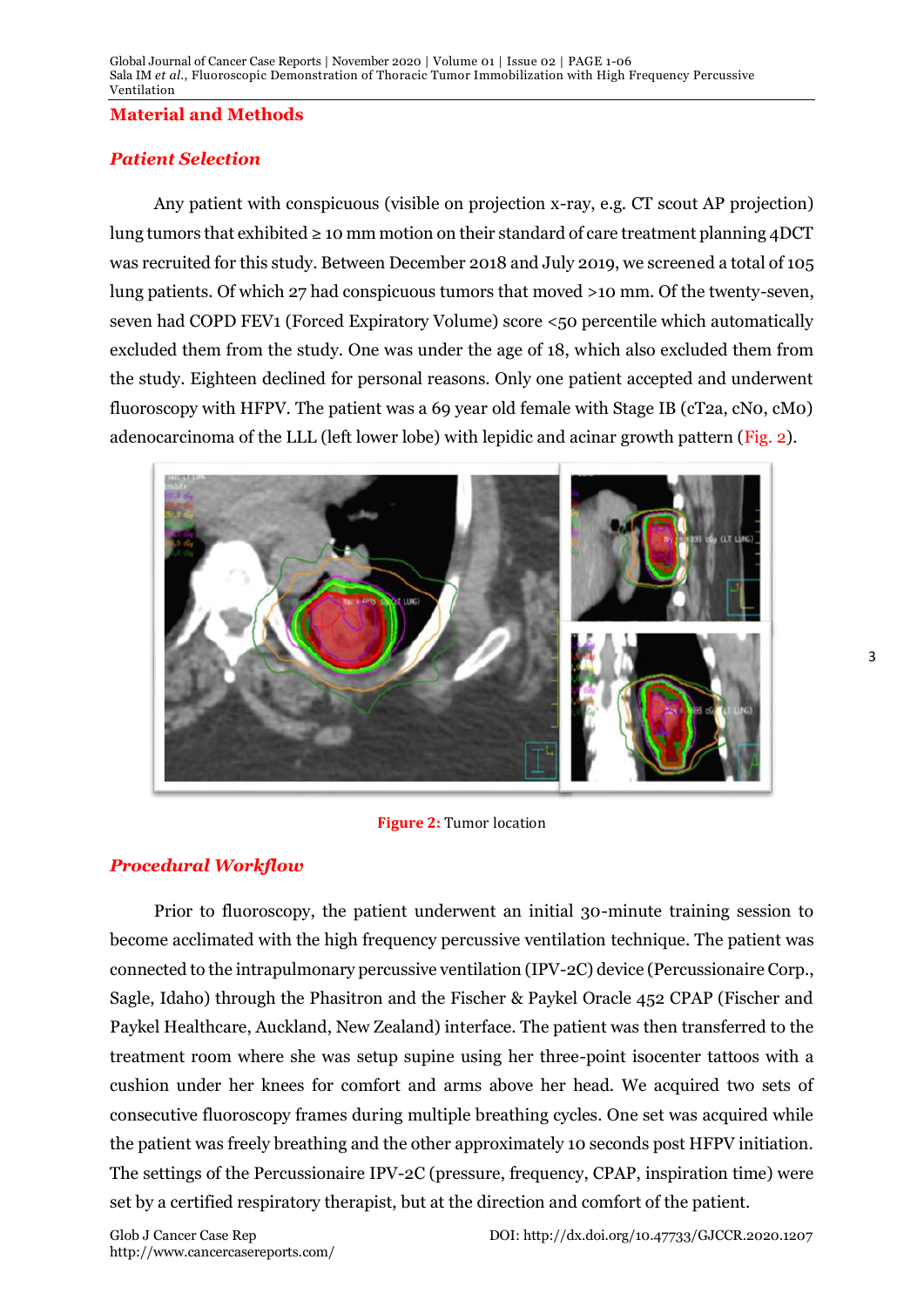## Material and Methods

### *Patient Selection*

Any patient with conspicuous (visible on projection x-ray, e.g. CT scout AP projection) lung tumors that exhibited ≥ 10 mm motion on their standard of care treatment planning 4DCT was recruited for this study. Between December 2018 and July 2019, we screened a total of 105 lung patients. Of which 27 had conspicuous tumors that moved >10 mm. Of the twenty-seven, seven had COPD FEV1 (Forced Expiratory Volume) score <50 percentile which automatically excluded them from the study. One was under the age of 18, which also excluded them from the study. Eighteen declined for personal reasons. Only one patient accepted and underwent fluoroscopy with HFPV. The patient was a 69 year old female with Stage IB (cT2a, cN0, cM0) adenocarcinoma of the LLL (left lower lobe) with lepidic and acinar growth pattern (Fig. 2).

**Figure 2:** Tumor location

### *Procedural Workflow*

Prior to fluoroscopy, the patient underwent an initial 30-minute training session to become acclimated with the high frequency percussive ventilation technique. The patient was connected to the intrapulmonary percussive ventilation (IPV-2C) device (Percussionaire Corp., Sagle, Idaho) through the Phasitron and the Fischer & Paykel Oracle 452 CPAP (Fischer and Paykel Healthcare, Auckland, New Zealand) interface. The patient was then transferred to the treatment room where she was setup supine using her three-point isocenter tattoos with a cushion under her knees for comfort and arms above her head. We acquired two sets of consecutive fluoroscopy frames during multiple breathing cycles. One set was acquired while the patient was freely breathing and the other approximately 10 seconds post HFPV initiation. The settings of the Percussionaire IPV-2C (pressure, frequency, CPAP, inspiration time) were set by a certified respiratory therapist, but at the direction and comfort of the patient.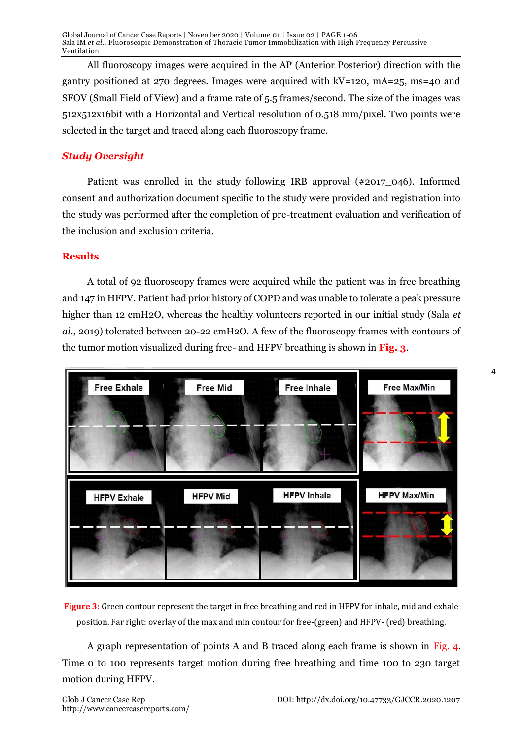All fluoroscopy images were acquired in the AP (Anterior Posterior) direction with the gantry positioned at 270 degrees. Images were acquired with kV=120, mA=25, ms=40 and SFOV (Small Field of View) and a frame rate of 5.5 frames/second. The size of the images was 512x512x16bit with a Horizontal and Vertical resolution of 0.518 mm/pixel. Two points were selected in the target and traced along each fluoroscopy frame.

### *Study Oversight*

Patient was enrolled in the study following IRB approval (#2017_046). Informed consent and authorization document specific to the study were provided and registration into the study was performed after the completion of pre-treatment evaluation and verification of the inclusion and exclusion criteria.

## Results

A total of 92 fluoroscopy frames were acquired while the patient was in free breathing and 147 in HFPV. Patient had prior history of COPD and was unable to tolerate a peak pressure higher than 12 cmH2O, whereas the healthy volunteers reported in our initial study (Sala *et al*., 2019) tolerated between 20-22 cmH2O. A few of the fluoroscopy frames with contours of the tumor motion visualized during free- and HFPV breathing is shown in **Fig. 3**.

**Figure 3:** Green contour represent the target in free breathing and red in HFPV for inhale, mid and exhale position. Far right: overlay of the max and min contour for free-(green) and HFPV- (red) breathing.

A graph representation of points A and B traced along each frame is shown in Fig. 4. Time 0 to 100 represents target motion during free breathing and time 100 to 230 target motion during HFPV.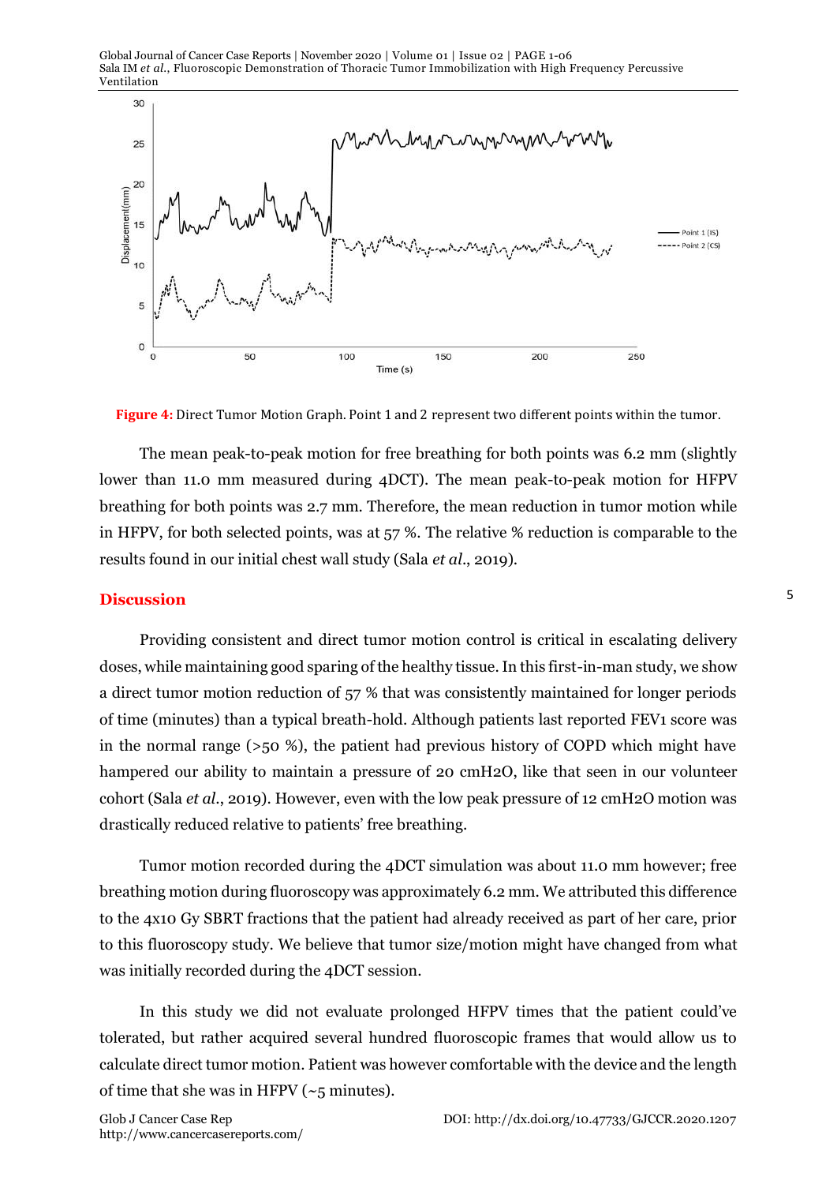Figure 4: Direct Tumor Motion Graph. Point 1 and 2 represent two different points within the tumor.

The mean peak-to-peak motion for free breathing for both points was 6.2 mm (slightly lower than 11.0 mm measured during 4DCT). The mean peak-to-peak motion for HFPV breathing for both points was 2.7 mm. Therefore, the mean reduction in tumor motion while in HFPV, for both selected points, was at 57 %. The relative % reduction is comparable to the results found in our initial chest wall study (Sala *et al.*, 2019).

## Discussion

Providing consistent and direct tumor motion control is critical in escalating delivery doses, while maintaining good sparing of the healthy tissue. In this first-in-man study, we show a direct tumor motion reduction of 57 % that was consistently maintained for longer periods of time (minutes) than a typical breath-hold. Although patients last reported FEV1 score was in the normal range (>50 %), the patient had previous history of COPD which might have hampered our ability to maintain a pressure of 20 cmH2O, like that seen in our volunteer cohort (Sala *et al.*, 2019). However, even with the low peak pressure of 12 cmH2O motion was drastically reduced relative to patients' free breathing.

Tumor motion recorded during the 4DCT simulation was about 11.0 mm however; free breathing motion during fluoroscopy was approximately 6.2 mm. We attributed this difference to the 4x10 Gy SBRT fractions that the patient had already received as part of her care, prior to this fluoroscopy study. We believe that tumor size/motion might have changed from what was initially recorded during the 4DCT session.

In this study we did not evaluate prolonged HFPV times that the patient could've tolerated, but rather acquired several hundred fluoroscopic frames that would allow us to calculate direct tumor motion. Patient was however comfortable with the device and the length of time that she was in HFPV (~5 minutes).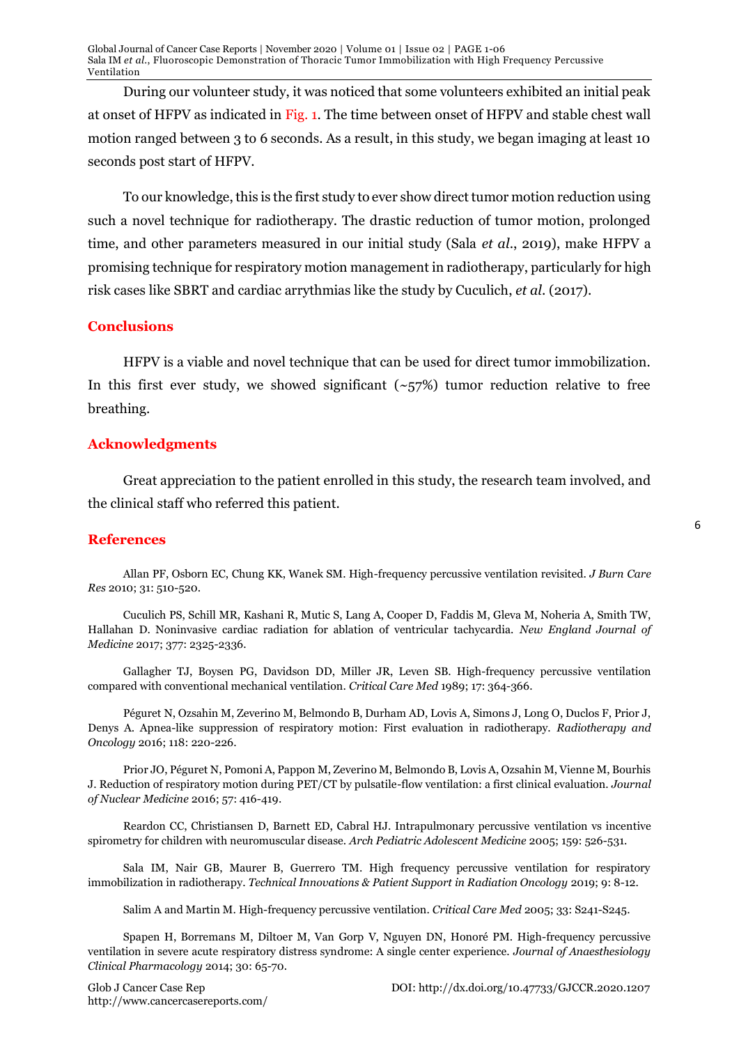During our volunteer study, it was noticed that some volunteers exhibited an initial peak at onset of HFPV as indicated in Fig. 1. The time between onset of HFPV and stable chest wall motion ranged between 3 to 6 seconds. As a result, in this study, we began imaging at least 10 seconds post start of HFPV.

To our knowledge, this is the first study to ever show direct tumor motion reduction using such a novel technique for radiotherapy. The drastic reduction of tumor motion, prolonged time, and other parameters measured in our initial study (Sala *et al.*, 2019), make HFPV a promising technique for respiratory motion management in radiotherapy, particularly for high risk cases like SBRT and cardiac arrythmias like the study by Cuculich, *et al.* (2017).

## Conclusions

HFPV is a viable and novel technique that can be used for direct tumor immobilization. In this first ever study, we showed significant (~57%) tumor reduction relative to free breathing.

## Acknowledgments

Great appreciation to the patient enrolled in this study, the research team involved, and the clinical staff who referred this patient.

## References

Allan PF, Osborn EC, Chung KK, Wanek SM. High-frequency percussive ventilation revisited. *J Burn Care Res* 2010; 31: 510-520.

Cuculich PS, Schill MR, Kashani R, Mutic S, Lang A, Cooper D, Faddis M, Gleva M, Noheria A, Smith TW, Hallahan D. Noninvasive cardiac radiation for ablation of ventricular tachycardia. *New England Journal of Medicine* 2017; 377: 2325-2336.

Gallagher TJ, Boysen PG, Davidson DD, Miller JR, Leven SB. High-frequency percussive ventilation compared with conventional mechanical ventilation. *Critical Care Med* 1989; 17: 364-366.

Péguret N, Ozsahin M, Zeverino M, Belmondo B, Durham AD, Lovis A, Simons J, Long O, Duclos F, Prior J, Denys A. Apnea-like suppression of respiratory motion: First evaluation in radiotherapy. *Radiotherapy and Oncology* 2016; 118: 220-226.

Prior JO, Péguret N, Pomoni A, Pappon M, Zeverino M, Belmondo B, Lovis A, Ozsahin M, Vienne M, Bourhis J. Reduction of respiratory motion during PET/CT by pulsatile-flow ventilation: a first clinical evaluation. *Journal of Nuclear Medicine* 2016; 57: 416-419.

Reardon CC, Christiansen D, Barnett ED, Cabral HJ. Intrapulmonary percussive ventilation vs incentive spirometry for children with neuromuscular disease. *Arch Pediatric Adolescent Medicine* 2005; 159: 526-531.

Sala IM, Nair GB, Maurer B, Guerrero TM. High frequency percussive ventilation for respiratory immobilization in radiotherapy. *Technical Innovations & Patient Support in Radiation Oncology* 2019; 9: 8-12.

Salim A and Martin M. High-frequency percussive ventilation. *Critical Care Med* 2005; 33: S241-S245.

Spapen H, Borremans M, Diltoer M, Van Gorp V, Nguyen DN, Honoré PM. High-frequency percussive ventilation in severe acute respiratory distress syndrome: A single center experience. *Journal of Anaesthesiology Clinical Pharmacology* 2014; 30: 65-70.